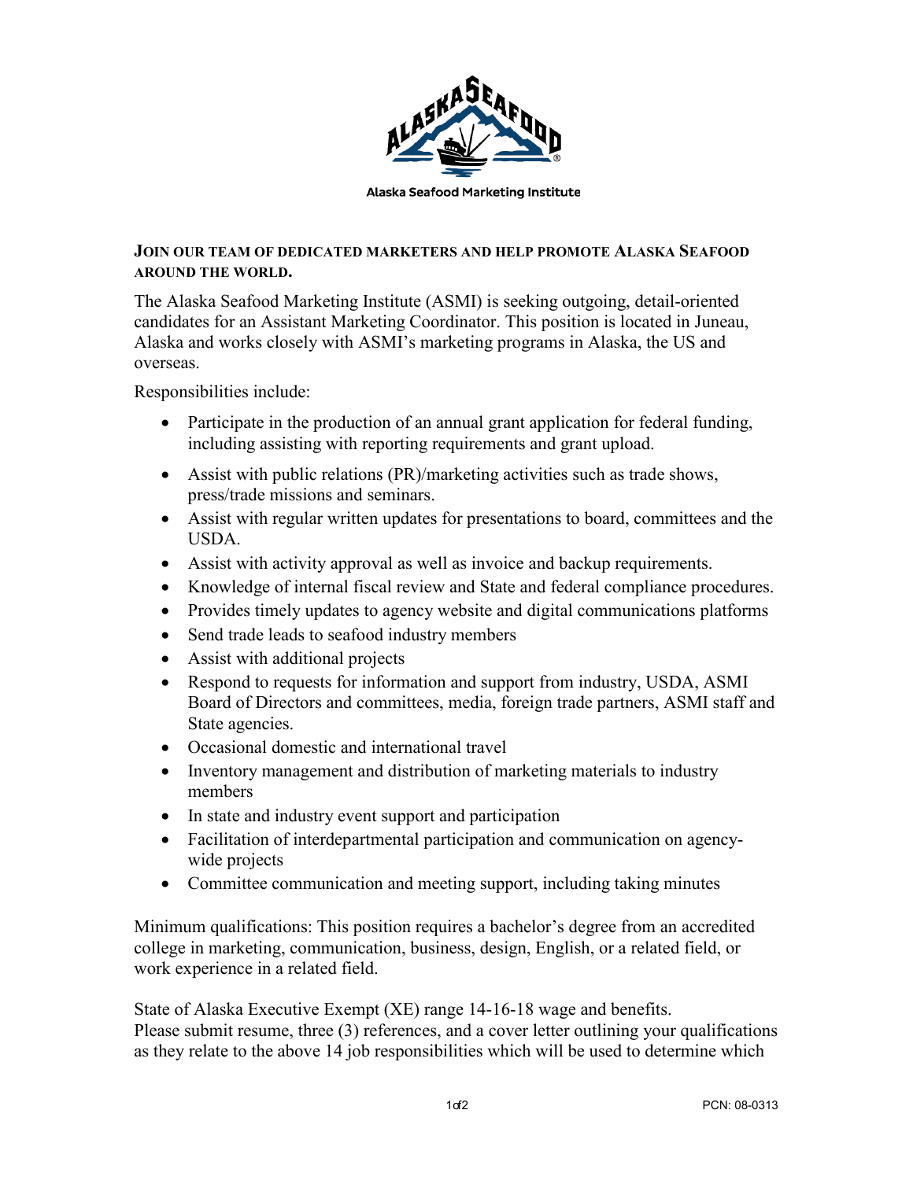Alaska Seafood Marketing Institute

**JOIN OUR TEAM OF DEDICATED MARKETERS AND HELP PROMOTE ALASKA SEAFOOD AROUND THE WORLD.**

The Alaska Seafood Marketing Institute (ASMI) is seeking outgoing, detail-oriented candidates for an Assistant Marketing Coordinator. This position is located in Juneau, Alaska and works closely with ASMI's marketing programs in Alaska, the US and overseas.

Responsibilities include:

- Participate in the production of an annual grant application for federal funding, including assisting with reporting requirements and grant upload.
- Assist with public relations (PR)/marketing activities such as trade shows, press/trade missions and seminars.
- Assist with regular written updates for presentations to board, committees and the USDA.
- Assist with activity approval as well as invoice and backup requirements.
- Knowledge of internal fiscal review and State and federal compliance procedures.
- Provides timely updates to agency website and digital communications platforms
- Send trade leads to seafood industry members
- Assist with additional projects
- Respond to requests for information and support from industry, USDA, ASMI Board of Directors and committees, media, foreign trade partners, ASMI staff and State agencies.
- Occasional domestic and international travel
- Inventory management and distribution of marketing materials to industry members
- In state and industry event support and participation
- Facilitation of interdepartmental participation and communication on agency-wide projects
- Committee communication and meeting support, including taking minutes

Minimum qualifications: This position requires a bachelor's degree from an accredited college in marketing, communication, business, design, English, or a related field, or work experience in a related field.

State of Alaska Executive Exempt (XE) range 14-16-18 wage and benefits.
Please submit resume, three (3) references, and a cover letter outlining your qualifications as they relate to the above 14 job responsibilities which will be used to determine which

PCN: 08-0313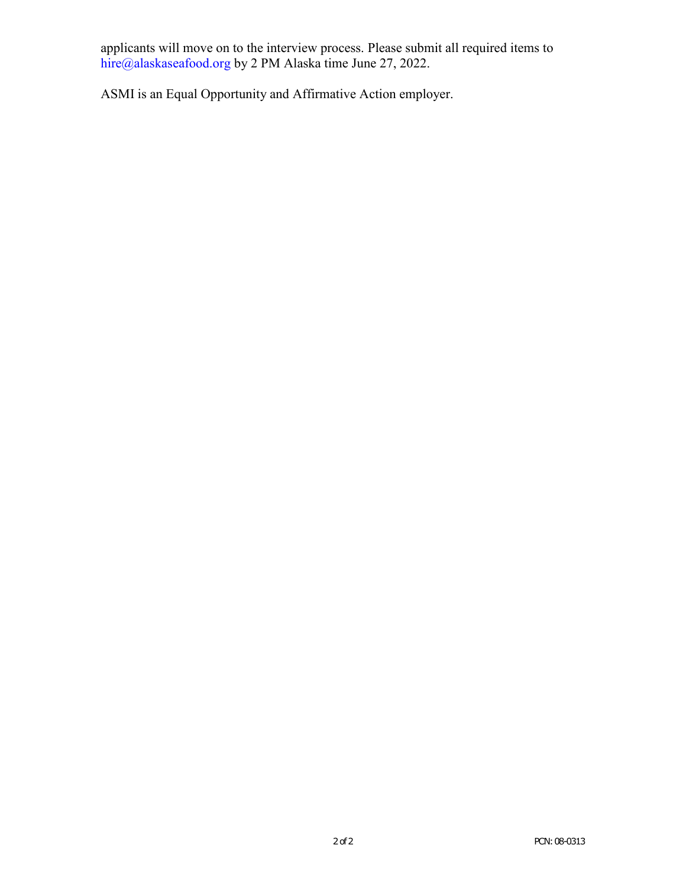applicants will move on to the interview process. Please submit all required items to hire@alaskaseafood.org by 2 PM Alaska time June 27, 2022.

ASMI is an Equal Opportunity and Affirmative Action employer.